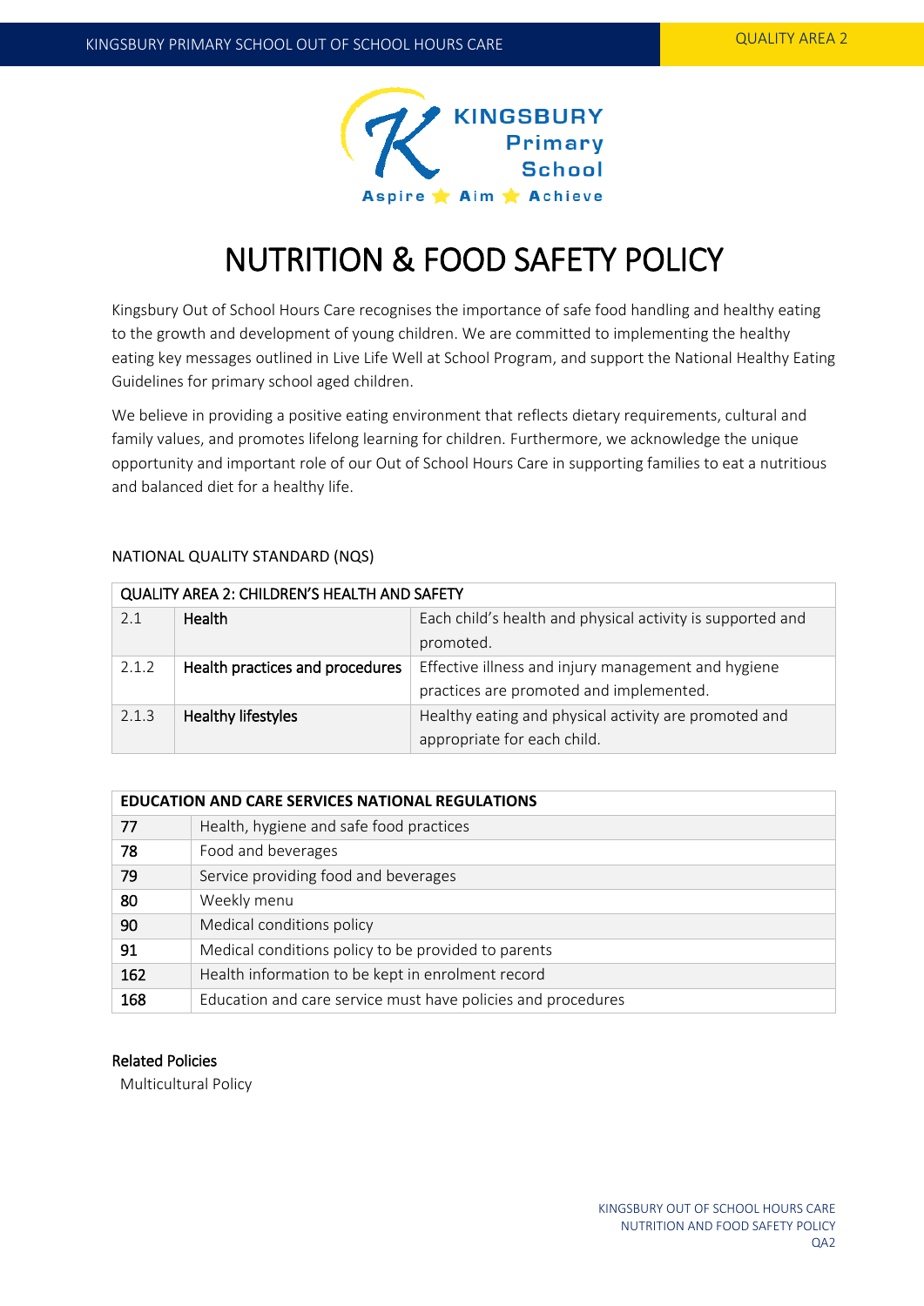# NUTRITION & FOOD SAFETY POLICY

Kingsbury Out of School Hours Care recognises the importance of safe food handling and healthy eating to the growth and development of young children. We are committed to implementing the healthy eating key messages outlined in Live Life Well at School Program, and support the National Healthy Eating Guidelines for primary school aged children.

We believe in providing a positive eating environment that reflects dietary requirements, cultural and family values, and promotes lifelong learning for children. Furthermore, we acknowledge the unique opportunity and important role of our Out of School Hours Care in supporting families to eat a nutritious and balanced diet for a healthy life.

NATIONAL QUALITY STANDARD (NQS)

| QUALITY AREA 2: CHILDREN'S HEALTH AND SAFETY | | |
|---|---|---|
| 2.1 | **Health** | Each child's health and physical activity is supported and promoted. |
| 2.1.2 | **Health practices and procedures** | Effective illness and injury management and hygiene practices are promoted and implemented. |
| 2.1.3 | **Healthy lifestyles** | Healthy eating and physical activity are promoted and appropriate for each child. |

| EDUCATION AND CARE SERVICES NATIONAL REGULATIONS | |
|---|---|
| 77 | Health, hygiene and safe food practices |
| 78 | Food and beverages |
| 79 | Service providing food and beverages |
| 80 | Weekly menu |
| 90 | Medical conditions policy |
| 91 | Medical conditions policy to be provided to parents |
| 162 | Health information to be kept in enrolment record |
| 168 | Education and care service must have policies and procedures |

**Related Policies**

Multicultural Policy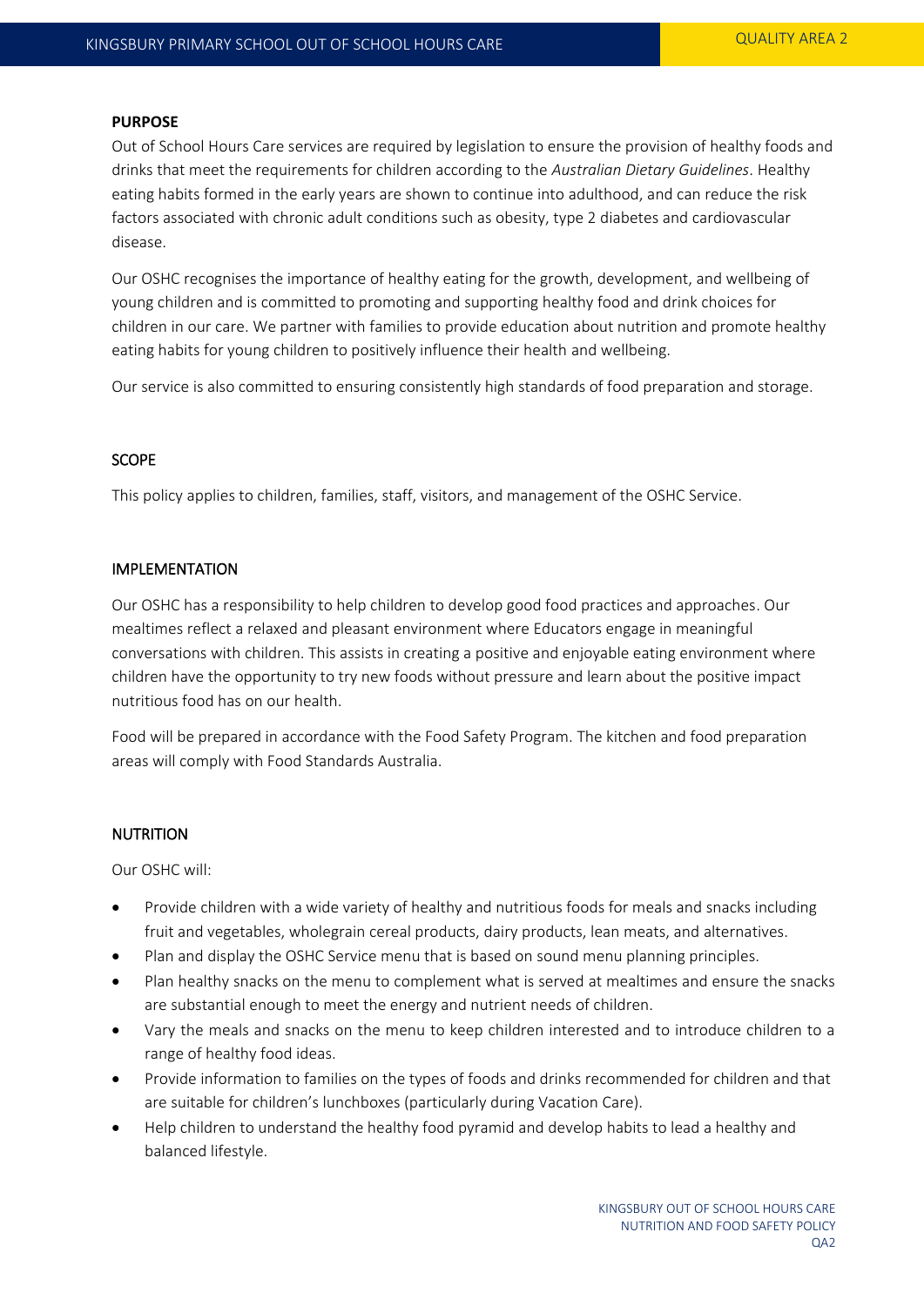**PURPOSE**

Out of School Hours Care services are required by legislation to ensure the provision of healthy foods and drinks that meet the requirements for children according to the *Australian Dietary Guidelines*. Healthy eating habits formed in the early years are shown to continue into adulthood, and can reduce the risk factors associated with chronic adult conditions such as obesity, type 2 diabetes and cardiovascular disease.

Our OSHC recognises the importance of healthy eating for the growth, development, and wellbeing of young children and is committed to promoting and supporting healthy food and drink choices for children in our care. We partner with families to provide education about nutrition and promote healthy eating habits for young children to positively influence their health and wellbeing.

Our service is also committed to ensuring consistently high standards of food preparation and storage.

SCOPE

This policy applies to children, families, staff, visitors, and management of the OSHC Service.

IMPLEMENTATION

Our OSHC has a responsibility to help children to develop good food practices and approaches. Our mealtimes reflect a relaxed and pleasant environment where Educators engage in meaningful conversations with children. This assists in creating a positive and enjoyable eating environment where children have the opportunity to try new foods without pressure and learn about the positive impact nutritious food has on our health.

Food will be prepared in accordance with the Food Safety Program. The kitchen and food preparation areas will comply with Food Standards Australia.

NUTRITION

Our OSHC will:

- Provide children with a wide variety of healthy and nutritious foods for meals and snacks including fruit and vegetables, wholegrain cereal products, dairy products, lean meats, and alternatives.
- Plan and display the OSHC Service menu that is based on sound menu planning principles.
- Plan healthy snacks on the menu to complement what is served at mealtimes and ensure the snacks are substantial enough to meet the energy and nutrient needs of children.
- Vary the meals and snacks on the menu to keep children interested and to introduce children to a range of healthy food ideas.
- Provide information to families on the types of foods and drinks recommended for children and that are suitable for children's lunchboxes (particularly during Vacation Care).
- Help children to understand the healthy food pyramid and develop habits to lead a healthy and balanced lifestyle.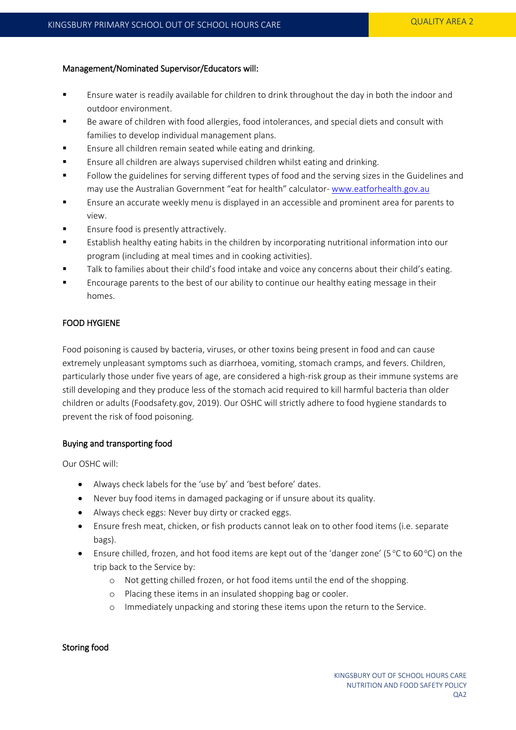Management/Nominated Supervisor/Educators will:

- Ensure water is readily available for children to drink throughout the day in both the indoor and outdoor environment.
- Be aware of children with food allergies, food intolerances, and special diets and consult with families to develop individual management plans.
- Ensure all children remain seated while eating and drinking.
- Ensure all children are always supervised children whilst eating and drinking.
- Follow the guidelines for serving different types of food and the serving sizes in the Guidelines and may use the Australian Government "eat for health" calculator- www.eatforhealth.gov.au
- Ensure an accurate weekly menu is displayed in an accessible and prominent area for parents to view.
- Ensure food is presently attractively.
- Establish healthy eating habits in the children by incorporating nutritional information into our program (including at meal times and in cooking activities).
- Talk to families about their child's food intake and voice any concerns about their child's eating.
- Encourage parents to the best of our ability to continue our healthy eating message in their homes.

## FOOD HYGIENE

Food poisoning is caused by bacteria, viruses, or other toxins being present in food and can cause extremely unpleasant symptoms such as diarrhoea, vomiting, stomach cramps, and fevers. Children, particularly those under five years of age, are considered a high-risk group as their immune systems are still developing and they produce less of the stomach acid required to kill harmful bacteria than older children or adults (Foodsafety.gov, 2019). Our OSHC will strictly adhere to food hygiene standards to prevent the risk of food poisoning.

### Buying and transporting food

Our OSHC will:

- Always check labels for the 'use by' and 'best before' dates.
- Never buy food items in damaged packaging or if unsure about its quality.
- Always check eggs: Never buy dirty or cracked eggs.
- Ensure fresh meat, chicken, or fish products cannot leak on to other food items (i.e. separate bags).
- Ensure chilled, frozen, and hot food items are kept out of the 'danger zone' (5 °C to 60 °C) on the trip back to the Service by:
  - Not getting chilled frozen, or hot food items until the end of the shopping.
  - Placing these items in an insulated shopping bag or cooler.
  - Immediately unpacking and storing these items upon the return to the Service.

### Storing food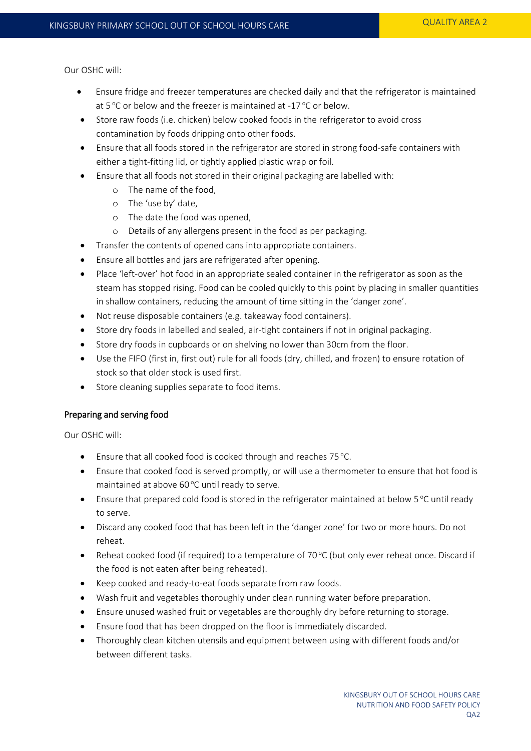Our OSHC will:

- Ensure fridge and freezer temperatures are checked daily and that the refrigerator is maintained at 5 °C or below and the freezer is maintained at -17 °C or below.
- Store raw foods (i.e. chicken) below cooked foods in the refrigerator to avoid cross contamination by foods dripping onto other foods.
- Ensure that all foods stored in the refrigerator are stored in strong food-safe containers with either a tight-fitting lid, or tightly applied plastic wrap or foil.
- Ensure that all foods not stored in their original packaging are labelled with:
  - The name of the food,
  - The 'use by' date,
  - The date the food was opened,
  - Details of any allergens present in the food as per packaging.
- Transfer the contents of opened cans into appropriate containers.
- Ensure all bottles and jars are refrigerated after opening.
- Place 'left-over' hot food in an appropriate sealed container in the refrigerator as soon as the steam has stopped rising. Food can be cooled quickly to this point by placing in smaller quantities in shallow containers, reducing the amount of time sitting in the 'danger zone'.
- Not reuse disposable containers (e.g. takeaway food containers).
- Store dry foods in labelled and sealed, air-tight containers if not in original packaging.
- Store dry foods in cupboards or on shelving no lower than 30cm from the floor.
- Use the FIFO (first in, first out) rule for all foods (dry, chilled, and frozen) to ensure rotation of stock so that older stock is used first.
- Store cleaning supplies separate to food items.

## Preparing and serving food

Our OSHC will:

- Ensure that all cooked food is cooked through and reaches 75 °C.
- Ensure that cooked food is served promptly, or will use a thermometer to ensure that hot food is maintained at above 60 °C until ready to serve.
- Ensure that prepared cold food is stored in the refrigerator maintained at below 5 °C until ready to serve.
- Discard any cooked food that has been left in the 'danger zone' for two or more hours. Do not reheat.
- Reheat cooked food (if required) to a temperature of 70 °C (but only ever reheat once. Discard if the food is not eaten after being reheated).
- Keep cooked and ready-to-eat foods separate from raw foods.
- Wash fruit and vegetables thoroughly under clean running water before preparation.
- Ensure unused washed fruit or vegetables are thoroughly dry before returning to storage.
- Ensure food that has been dropped on the floor is immediately discarded.
- Thoroughly clean kitchen utensils and equipment between using with different foods and/or between different tasks.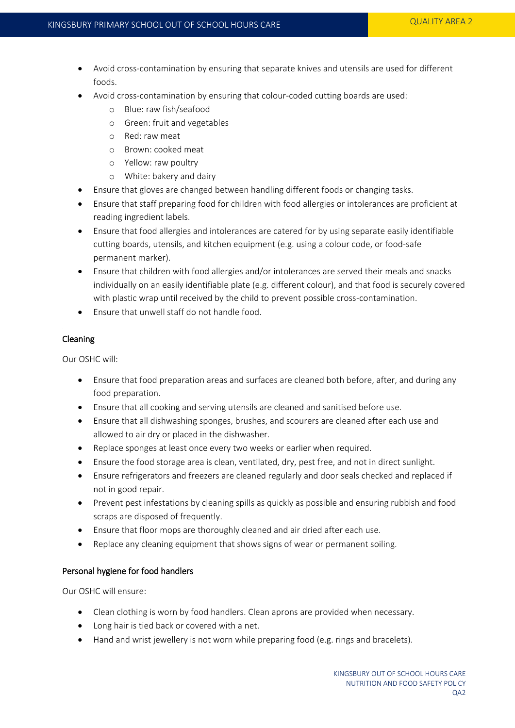- Avoid cross-contamination by ensuring that separate knives and utensils are used for different foods.
- Avoid cross-contamination by ensuring that colour-coded cutting boards are used:
  - Blue: raw fish/seafood
  - Green: fruit and vegetables
  - Red: raw meat
  - Brown: cooked meat
  - Yellow: raw poultry
  - White: bakery and dairy
- Ensure that gloves are changed between handling different foods or changing tasks.
- Ensure that staff preparing food for children with food allergies or intolerances are proficient at reading ingredient labels.
- Ensure that food allergies and intolerances are catered for by using separate easily identifiable cutting boards, utensils, and kitchen equipment (e.g. using a colour code, or food-safe permanent marker).
- Ensure that children with food allergies and/or intolerances are served their meals and snacks individually on an easily identifiable plate (e.g. different colour), and that food is securely covered with plastic wrap until received by the child to prevent possible cross-contamination.
- Ensure that unwell staff do not handle food.

## Cleaning

Our OSHC will:

- Ensure that food preparation areas and surfaces are cleaned both before, after, and during any food preparation.
- Ensure that all cooking and serving utensils are cleaned and sanitised before use.
- Ensure that all dishwashing sponges, brushes, and scourers are cleaned after each use and allowed to air dry or placed in the dishwasher.
- Replace sponges at least once every two weeks or earlier when required.
- Ensure the food storage area is clean, ventilated, dry, pest free, and not in direct sunlight.
- Ensure refrigerators and freezers are cleaned regularly and door seals checked and replaced if not in good repair.
- Prevent pest infestations by cleaning spills as quickly as possible and ensuring rubbish and food scraps are disposed of frequently.
- Ensure that floor mops are thoroughly cleaned and air dried after each use.
- Replace any cleaning equipment that shows signs of wear or permanent soiling.

## Personal hygiene for food handlers

Our OSHC will ensure:

- Clean clothing is worn by food handlers. Clean aprons are provided when necessary.
- Long hair is tied back or covered with a net.
- Hand and wrist jewellery is not worn while preparing food (e.g. rings and bracelets).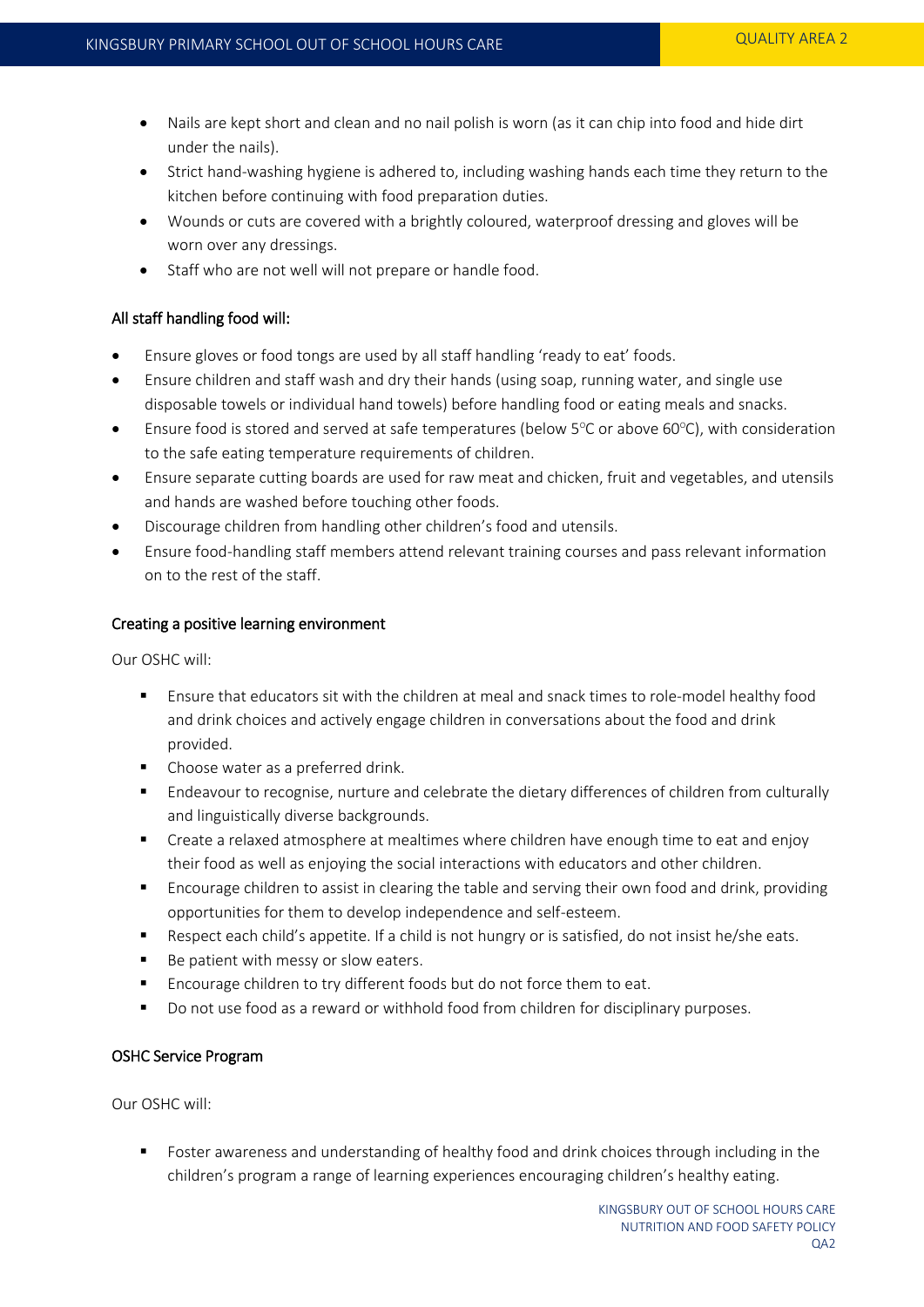- Nails are kept short and clean and no nail polish is worn (as it can chip into food and hide dirt under the nails).
- Strict hand-washing hygiene is adhered to, including washing hands each time they return to the kitchen before continuing with food preparation duties.
- Wounds or cuts are covered with a brightly coloured, waterproof dressing and gloves will be worn over any dressings.
- Staff who are not well will not prepare or handle food.

### All staff handling food will:

- Ensure gloves or food tongs are used by all staff handling 'ready to eat' foods.
- Ensure children and staff wash and dry their hands (using soap, running water, and single use disposable towels or individual hand towels) before handling food or eating meals and snacks.
- Ensure food is stored and served at safe temperatures (below 5°C or above 60°C), with consideration to the safe eating temperature requirements of children.
- Ensure separate cutting boards are used for raw meat and chicken, fruit and vegetables, and utensils and hands are washed before touching other foods.
- Discourage children from handling other children's food and utensils.
- Ensure food-handling staff members attend relevant training courses and pass relevant information on to the rest of the staff.

### Creating a positive learning environment

Our OSHC will:

- Ensure that educators sit with the children at meal and snack times to role-model healthy food and drink choices and actively engage children in conversations about the food and drink provided.
- Choose water as a preferred drink.
- Endeavour to recognise, nurture and celebrate the dietary differences of children from culturally and linguistically diverse backgrounds.
- Create a relaxed atmosphere at mealtimes where children have enough time to eat and enjoy their food as well as enjoying the social interactions with educators and other children.
- Encourage children to assist in clearing the table and serving their own food and drink, providing opportunities for them to develop independence and self-esteem.
- Respect each child's appetite. If a child is not hungry or is satisfied, do not insist he/she eats.
- Be patient with messy or slow eaters.
- Encourage children to try different foods but do not force them to eat.
- Do not use food as a reward or withhold food from children for disciplinary purposes.

### OSHC Service Program

Our OSHC will:

- Foster awareness and understanding of healthy food and drink choices through including in the children's program a range of learning experiences encouraging children's healthy eating.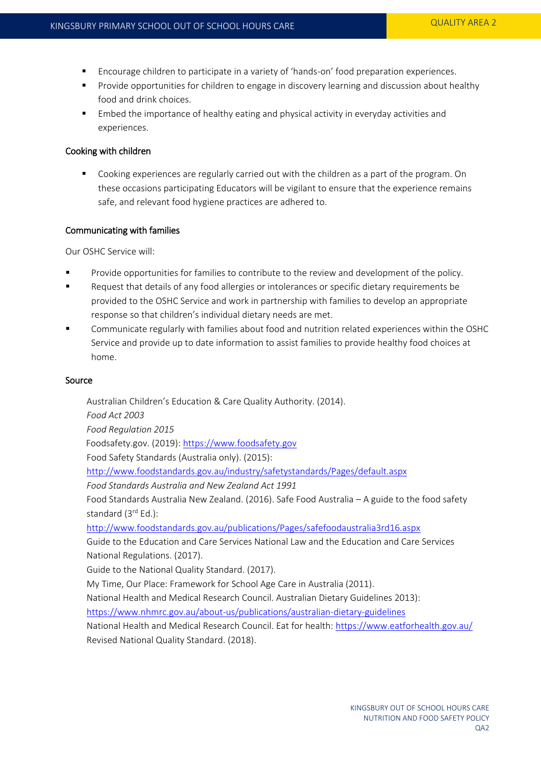- Encourage children to participate in a variety of 'hands-on' food preparation experiences.
- Provide opportunities for children to engage in discovery learning and discussion about healthy food and drink choices.
- Embed the importance of healthy eating and physical activity in everyday activities and experiences.

### Cooking with children

- Cooking experiences are regularly carried out with the children as a part of the program. On these occasions participating Educators will be vigilant to ensure that the experience remains safe, and relevant food hygiene practices are adhered to.

### Communicating with families

Our OSHC Service will:

- Provide opportunities for families to contribute to the review and development of the policy.
- Request that details of any food allergies or intolerances or specific dietary requirements be provided to the OSHC Service and work in partnership with families to develop an appropriate response so that children's individual dietary needs are met.
- Communicate regularly with families about food and nutrition related experiences within the OSHC Service and provide up to date information to assist families to provide healthy food choices at home.

### Source

Australian Children's Education & Care Quality Authority. (2014).
*Food Act 2003*
*Food Regulation 2015*
Foodsafety.gov. (2019): https://www.foodsafety.gov
Food Safety Standards (Australia only). (2015):
http://www.foodstandards.gov.au/industry/safetystandards/Pages/default.aspx
*Food Standards Australia and New Zealand Act 1991*
Food Standards Australia New Zealand. (2016). Safe Food Australia – A guide to the food safety standard (3rd Ed.):
http://www.foodstandards.gov.au/publications/Pages/safefoodaustralia3rd16.aspx
Guide to the Education and Care Services National Law and the Education and Care Services National Regulations. (2017).
Guide to the National Quality Standard. (2017).
My Time, Our Place: Framework for School Age Care in Australia (2011).
National Health and Medical Research Council. Australian Dietary Guidelines 2013):
https://www.nhmrc.gov.au/about-us/publications/australian-dietary-guidelines
National Health and Medical Research Council. Eat for health: https://www.eatforhealth.gov.au/
Revised National Quality Standard. (2018).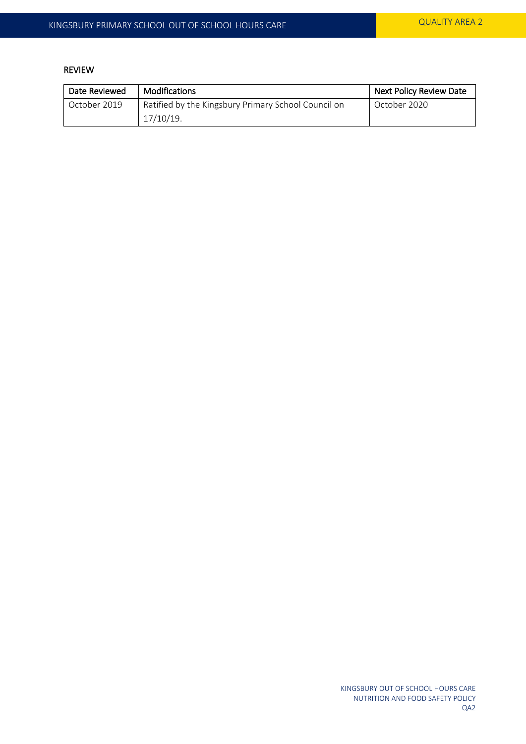## REVIEW

| Date Reviewed | Modifications | Next Policy Review Date |
| --- | --- | --- |
| October 2019 | Ratified by the Kingsbury Primary School Council on 17/10/19. | October 2020 |